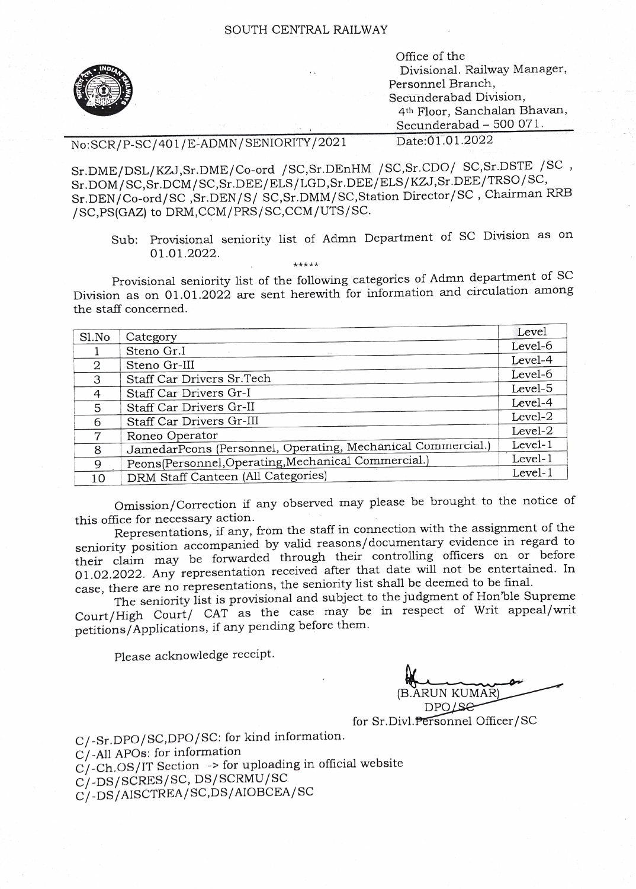SOUTH CENTRAL RAILWAY

Office of the
Divisional. Railway Manager,
Personnel Branch,
Secunderabad Division,
4th Floor, Sanchalan Bhavan,
Secunderabad – 500 071.

No:SCR/P-SC/401/E-ADMN/SENIORITY/2021 Date:01.01.2022

Sr.DME/DSL/KZJ,Sr.DME/Co-ord /SC,Sr.DEnHM /SC,Sr.CDO/ SC,Sr.DSTE /SC , Sr.DOM/SC,Sr.DCM/SC,Sr.DEE/ELS/LGD,Sr.DEE/ELS/KZJ,Sr.DEE/TRSO/SC, Sr.DEN/Co-ord/SC ,Sr.DEN/S/ SC,Sr.DMM/SC,Station Director/SC , Chairman RRB /SC,PS(GAZ) to DRM,CCM/PRS/SC,CCM/UTS/SC.

Sub: Provisional seniority list of Admn Department of SC Division as on 01.01.2022.

*****

Provisional seniority list of the following categories of Admn department of SC Division as on 01.01.2022 are sent herewith for information and circulation among the staff concerned.

| Sl.No | Category | Level |
|---|---|---|
| 1 | Steno Gr.I | Level-6 |
| 2 | Steno Gr-III | Level-4 |
| 3 | Staff Car Drivers Sr.Tech | Level-6 |
| 4 | Staff Car Drivers Gr-I | Level-5 |
| 5 | Staff Car Drivers Gr-II | Level-4 |
| 6 | Staff Car Drivers Gr-III | Level-2 |
| 7 | Roneo Operator | Level-2 |
| 8 | JamedarPeons (Personnel, Operating, Mechanical Commercial.) | Level-1 |
| 9 | Peons(Personnel,Operating,Mechanical Commercial.) | Level-1 |
| 10 | DRM Staff Canteen (All Categories) | Level-1 |

Omission/Correction if any observed may please be brought to the notice of this office for necessary action.

Representations, if any, from the staff in connection with the assignment of the seniority position accompanied by valid reasons/documentary evidence in regard to their claim may be forwarded through their controlling officers on or before 01.02.2022. Any representation received after that date will not be entertained. In case, there are no representations, the seniority list shall be deemed to be final.

The seniority list is provisional and subject to the judgment of Hon'ble Supreme Court/High Court/ CAT as the case may be in respect of Writ appeal/writ petitions/Applications, if any pending before them.

Please acknowledge receipt.

(B.ARUN KUMAR)
DPO/SC
for Sr.Divl.Personnel Officer/SC

C/-Sr.DPO/SC,DPO/SC: for kind information.
C/-All APOs: for information
C/-Ch.OS/IT Section -> for uploading in official website
C/-DS/SCRES/SC, DS/SCRMU/SC
C/-DS/AISCTREA/SC,DS/AIOBCEA/SC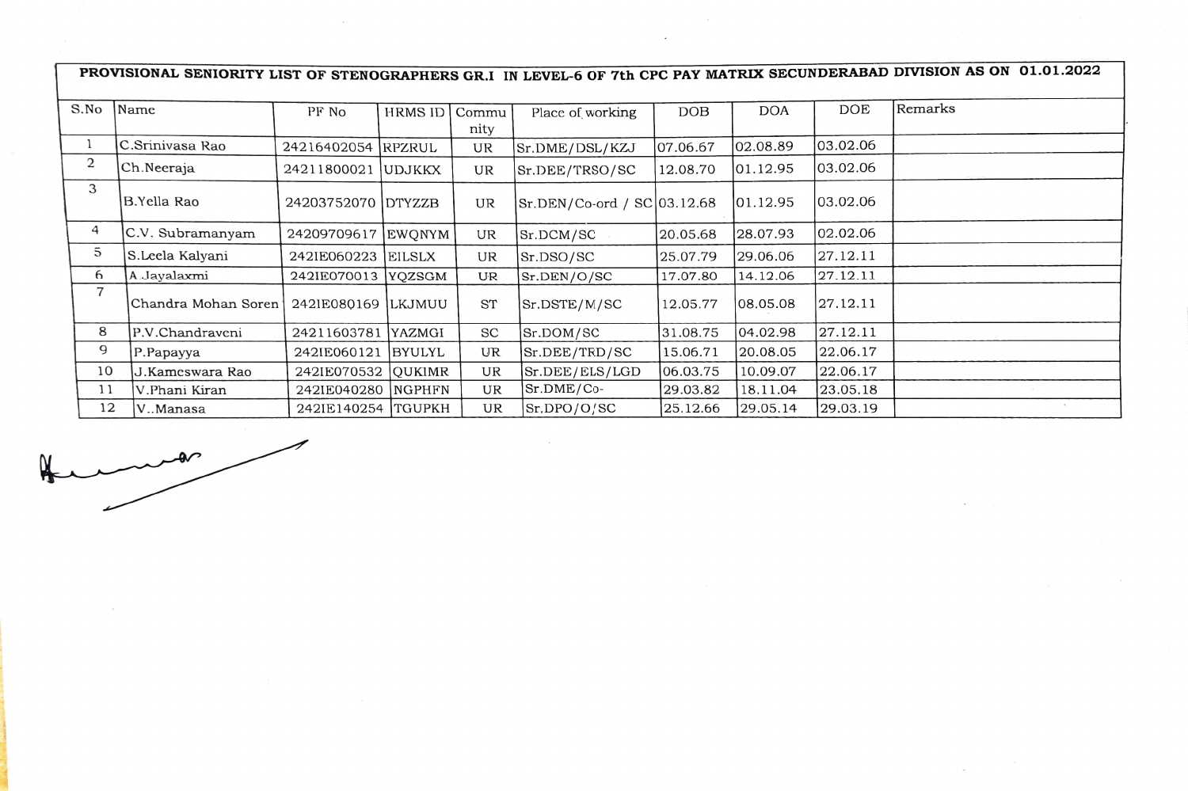**PROVISIONAL SENIORITY LIST OF STENOGRAPHERS GR.I IN LEVEL-6 OF 7th CPC PAY MATRIX SECUNDERABAD DIVISION AS ON 01.01.2022**

| S.No | Name | PF No | HRMS ID | Community | Place of working | DOB | DOA | DOE | Remarks |
|---|---|---|---|---|---|---|---|---|---|
| 1 | C.Srinivasa Rao | 24216402054 | RPZRUL | UR | Sr.DME/DSL/KZJ | 07.06.67 | 02.08.89 | 03.02.06 | |
| 2 | Ch.Neeraja | 24211800021 | UDJKKX | UR | Sr.DEE/TRSO/SC | 12.08.70 | 01.12.95 | 03.02.06 | |
| 3 | B.Yella Rao | 24203752070 | DTYZZB | UR | Sr.DEN/Co-ord / SC | 03.12.68 | 01.12.95 | 03.02.06 | |
| 4 | C.V. Subramanyam | 24209709617 | EWQNYM | UR | Sr.DCM/SC | 20.05.68 | 28.07.93 | 02.02.06 | |
| 5 | S.Leela Kalyani | 242IE060223 | EILSLX | UR | Sr.DSO/SC | 25.07.79 | 29.06.06 | 27.12.11 | |
| 6 | A Jayalaxmi | 242IE070013 | YQZSGM | UR | Sr.DEN/O/SC | 17.07.80 | 14.12.06 | 27.12.11 | |
| 7 | Chandra Mohan Soren | 242IE080169 | LKJMUU | ST | Sr.DSTE/M/SC | 12.05.77 | 08.05.08 | 27.12.11 | |
| 8 | P.V.Chandraveni | 24211603781 | YAZMGI | SC | Sr.DOM/SC | 31.08.75 | 04.02.98 | 27.12.11 | |
| 9 | P.Papayya | 242IE060121 | BYULYL | UR | Sr.DEE/TRD/SC | 15.06.71 | 20.08.05 | 22.06.17 | |
| 10 | J.Kameswara Rao | 242IE070532 | QUKIMR | UR | Sr.DEE/ELS/LGD | 06.03.75 | 10.09.07 | 22.06.17 | |
| 11 | V.Phani Kiran | 242IE040280 | NGPHFN | UR | Sr.DME/Co- | 29.03.82 | 18.11.04 | 23.05.18 | |
| 12 | V..Manasa | 242IE140254 | TGUPKH | UR | Sr.DPO/O/SC | 25.12.66 | 29.05.14 | 29.03.19 | |